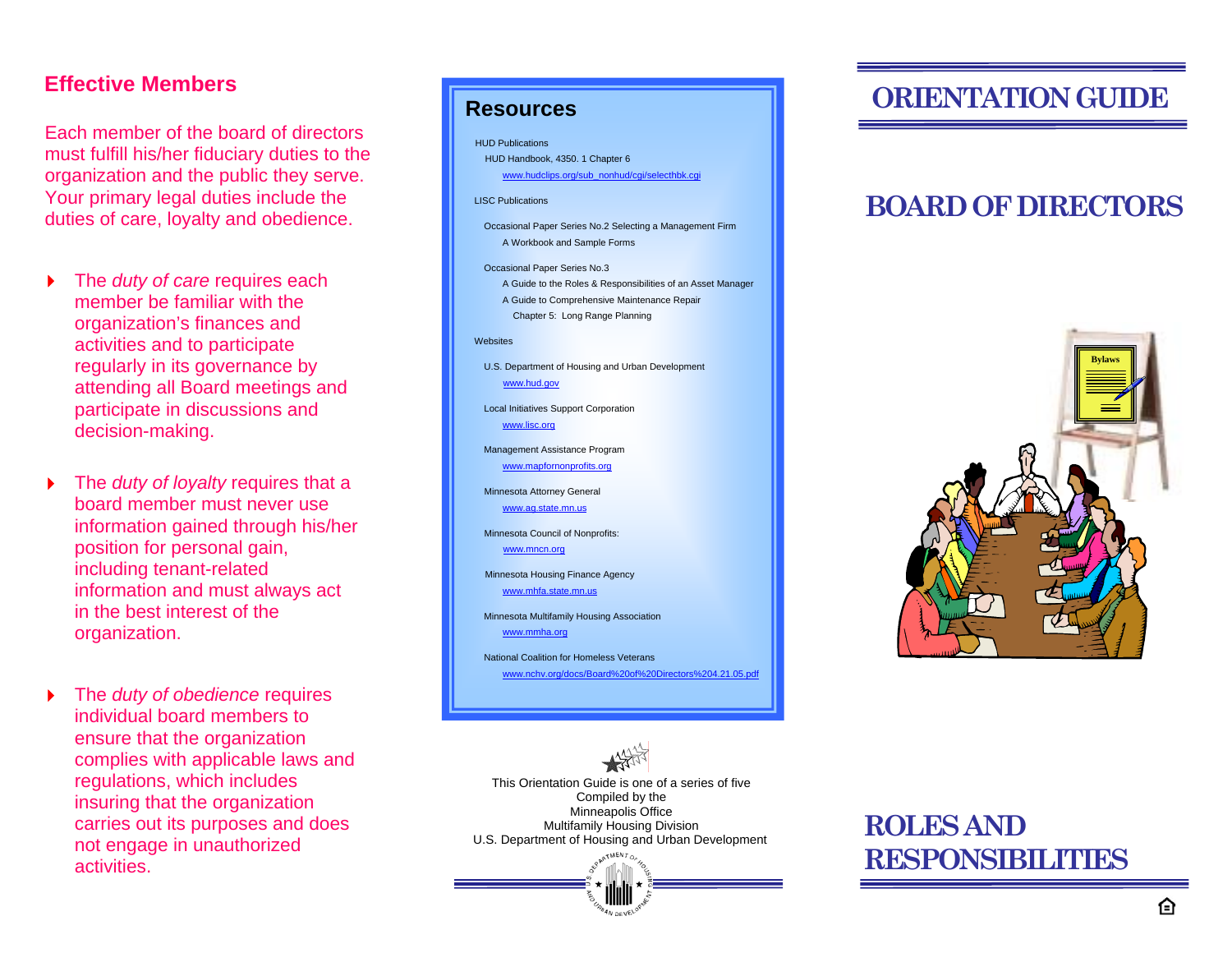## Effective Members

Each member of the board of directors must fulfill his/her fiduciary duties to the organization and the public they serve. Your primary legal duties include the duties of care, loyalty and obedience.

- The *duty of care* requires each member be familiar with the organization's finances and activities and to participate regularly in its governance by attending all Board meetings and participate in discussions and decision-making.
- The *duty of loyalty* requires that a board member must never use information gained through his/her position for personal gain, including tenant-related information and must always act in the best interest of the organization.
- The *duty of obedience* requires individual board members to ensure that the organization complies with applicable laws and regulations, which includes insuring that the organization carries out its purposes and does not engage in unauthorized activities.

## Resources

HUD Publications

HUD Handbook, 4350. 1 Chapter 6

www.hudclips.org/sub_nonhud/cgi/selecthbk.cgi

LISC Publications

Occasional Paper Series No.2 Selecting a Management Firm

A Workbook and Sample Forms

Occasional Paper Series No.3

A Guide to the Roles & Responsibilities of an Asset Manager

A Guide to Comprehensive Maintenance Repair

Chapter 5: Long Range Planning

Websites

U.S. Department of Housing and Urban Development

www.hud.gov

Local Initiatives Support Corporation

www.lisc.org

Management Assistance Program

www.mapfornonprofits.org

Minnesota Attorney General

www.ag.state.mn.us

Minnesota Council of Nonprofits:

www.mncn.org

Minnesota Housing Finance Agency

www.mhfa.state.mn.us

Minnesota Multifamily Housing Association

www.mmha.org

National Coalition for Homeless Veterans

www.nchv.org/docs/Board%20of%20Directors%204.21.05.pdf

This Orientation Guide is one of a series of five
Compiled by the
Minneapolis Office
Multifamily Housing Division
U.S. Department of Housing and Urban Development

# ORIENTATION GUIDE

# BOARD OF DIRECTORS

# ROLES AND RESPONSIBILITIES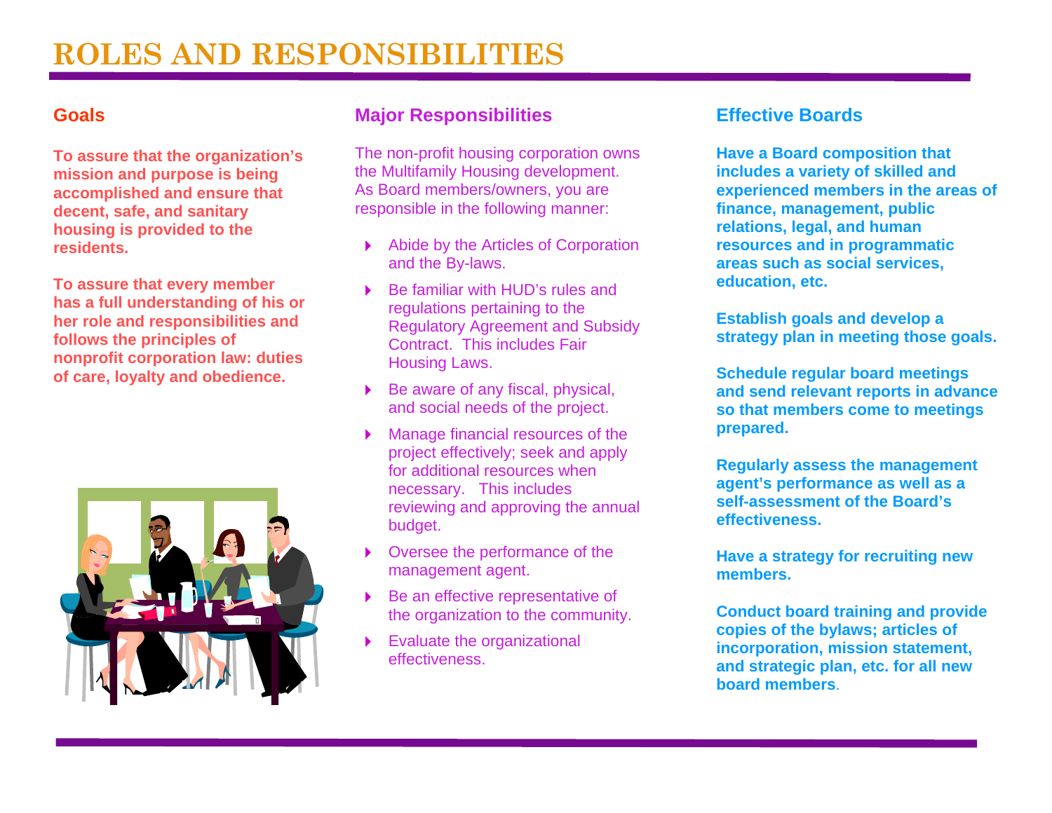# ROLES AND RESPONSIBILITIES

## Goals

**To assure that the organization's mission and purpose is being accomplished and ensure that decent, safe, and sanitary housing is provided to the residents.**

**To assure that every member has a full understanding of his or her role and responsibilities and follows the principles of nonprofit corporation law: duties of care, loyalty and obedience.**

## Major Responsibilities

The non-profit housing corporation owns the Multifamily Housing development. As Board members/owners, you are responsible in the following manner:

- Abide by the Articles of Corporation and the By-laws.
- Be familiar with HUD's rules and regulations pertaining to the Regulatory Agreement and Subsidy Contract. This includes Fair Housing Laws.
- Be aware of any fiscal, physical, and social needs of the project.
- Manage financial resources of the project effectively; seek and apply for additional resources when necessary. This includes reviewing and approving the annual budget.
- Oversee the performance of the management agent.
- Be an effective representative of the organization to the community.
- Evaluate the organizational effectiveness.

## Effective Boards

**Have a Board composition that includes a variety of skilled and experienced members in the areas of finance, management, public relations, legal, and human resources and in programmatic areas such as social services, education, etc.**

**Establish goals and develop a strategy plan in meeting those goals.**

**Schedule regular board meetings and send relevant reports in advance so that members come to meetings prepared.**

**Regularly assess the management agent's performance as well as a self-assessment of the Board's effectiveness.**

**Have a strategy for recruiting new members.**

**Conduct board training and provide copies of the bylaws; articles of incorporation, mission statement, and strategic plan, etc. for all new board members**.